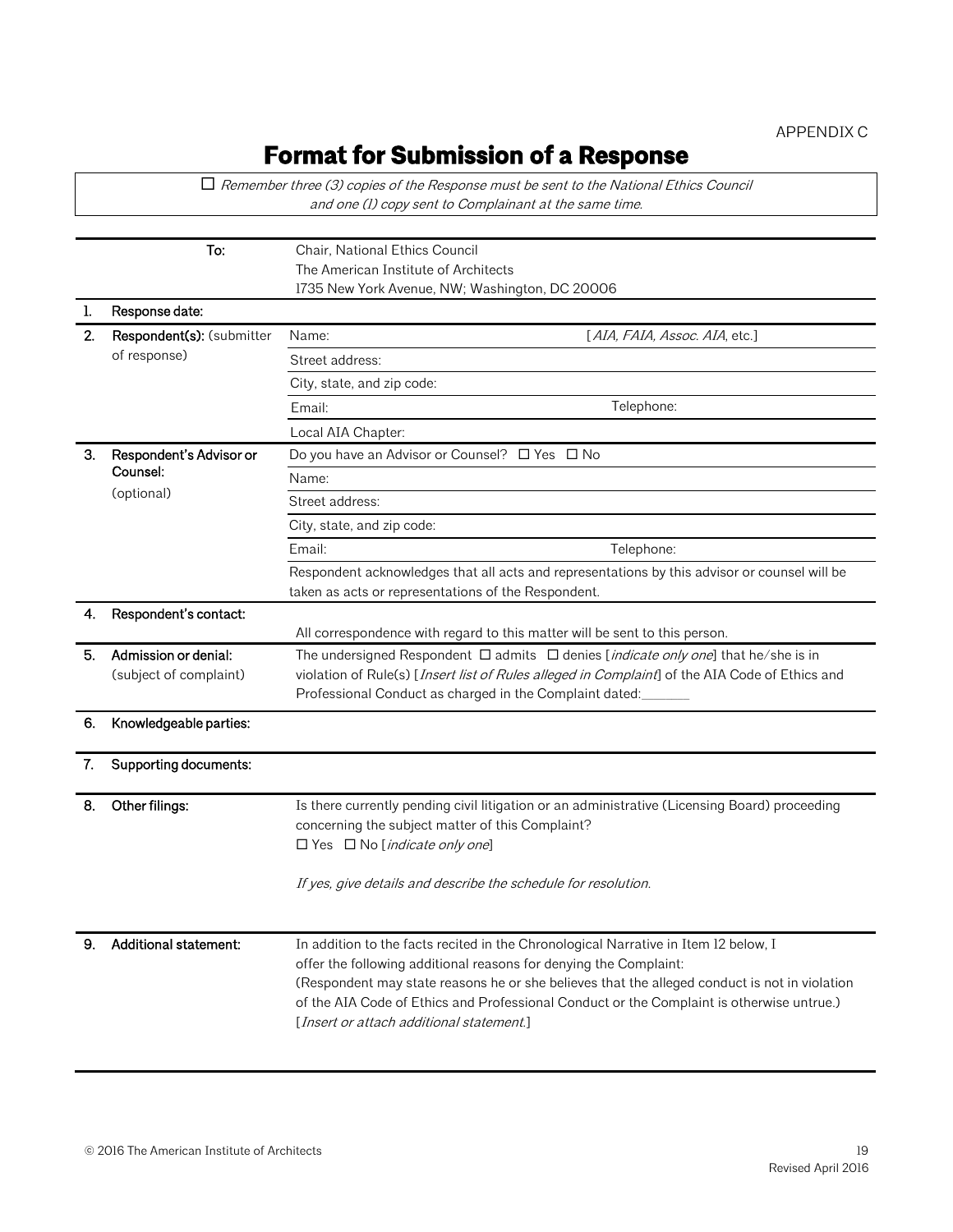APPENDIX C

# Format for Submission of a Response

☐ *Remember three (3) copies of the Response must be sent to the National Ethics Council and one (1) copy sent to Complainant at the same time.*

| | | | |
|---|---|---|---|
| | **To:** | Chair, National Ethics Council<br>The American Institute of Architects<br>1735 New York Avenue, NW; Washington, DC 20006 | |
| 1. | **Response date:** | | |
| 2. | **Respondent(s):** (submitter of response) | Name: | [*AIA, FAIA, Assoc. AIA*, etc.] |
| | | Street address: | |
| | | City, state, and zip code: | |
| | | Email: | Telephone: |
| | | Local AIA Chapter: | |
| 3. | **Respondent's Advisor or Counsel:** (optional) | Do you have an Advisor or Counsel? ☐ Yes ☐ No | |
| | | Name: | |
| | | Street address: | |
| | | City, state, and zip code: | |
| | | Email: | Telephone: |
| | | Respondent acknowledges that all acts and representations by this advisor or counsel will be taken as acts or representations of the Respondent. | |
| 4. | **Respondent's contact:** | All correspondence with regard to this matter will be sent to this person. | |
| 5. | **Admission or denial:** (subject of complaint) | The undersigned Respondent ☐ admits ☐ denies [*indicate only one*] that he/she is in violation of Rule(s) [*Insert list of Rules alleged in Complaint*] of the AIA Code of Ethics and Professional Conduct as charged in the Complaint dated:_______ | |
| 6. | **Knowledgeable parties:** | | |
| 7. | **Supporting documents:** | | |
| 8. | **Other filings:** | Is there currently pending civil litigation or an administrative (Licensing Board) proceeding concerning the subject matter of this Complaint?<br>☐ Yes ☐ No [*indicate only one*]<br><br>*If yes, give details and describe the schedule for resolution.* | |
| 9. | **Additional statement:** | In addition to the facts recited in the Chronological Narrative in Item 12 below, I offer the following additional reasons for denying the Complaint:<br>(Respondent may state reasons he or she believes that the alleged conduct is not in violation of the AIA Code of Ethics and Professional Conduct or the Complaint is otherwise untrue.)<br>[*Insert or attach additional statement.*] | |

© 2016 The American Institute of Architects

Revised April 2016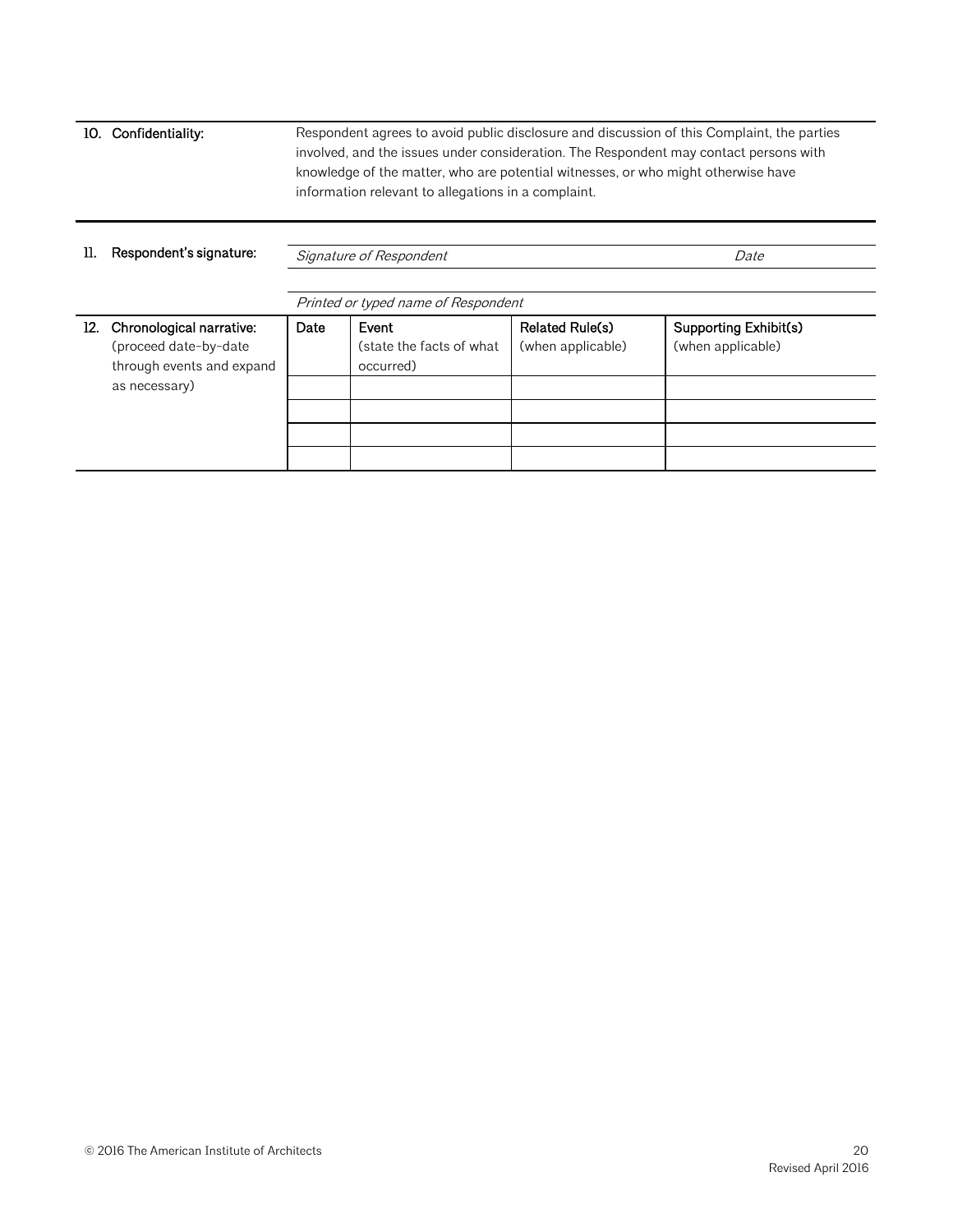| | |
|---|---|
| **10. Confidentiality:** | Respondent agrees to avoid public disclosure and discussion of this Complaint, the parties involved, and the issues under consideration. The Respondent may contact persons with knowledge of the matter, who are potential witnesses, or who might otherwise have information relevant to allegations in a complaint. |

**11. Respondent's signature:**

*Signature of Respondent* *Date*

*Printed or typed name of Respondent*

**12. Chronological narrative:** (proceed date-by-date through events and expand as necessary)

| **Date** | **Event** (state the facts of what occurred) | **Related Rule(s)** (when applicable) | **Supporting Exhibit(s)** (when applicable) |
|---|---|---|---|
| | | | |
| | | | |
| | | | |
| | | | |